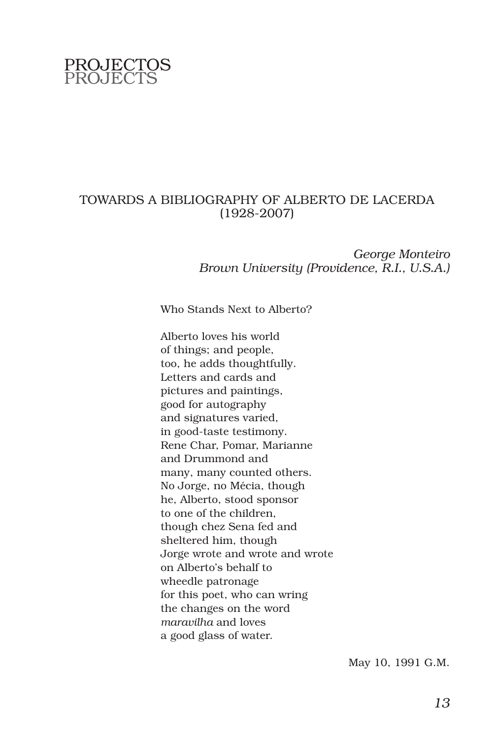# PROJECTOS
# PROJECTS

## TOWARDS A BIBLIOGRAPHY OF ALBERTO DE LACERDA (1928-2007)

*George Monteiro*
*Brown University (Providence, R.I., U.S.A.)*

Who Stands Next to Alberto?

Alberto loves his world
of things; and people,
too, he adds thoughtfully.
Letters and cards and
pictures and paintings,
good for autography
and signatures varied,
in good-taste testimony.
Rene Char, Pomar, Marianne
and Drummond and
many, many counted others.
No Jorge, no Mécia, though
he, Alberto, stood sponsor
to one of the children,
though chez Sena fed and
sheltered him, though
Jorge wrote and wrote and wrote
on Alberto's behalf to
wheedle patronage
for this poet, who can wring
the changes on the word
*maravilha* and loves
a good glass of water.

May 10, 1991 G.M.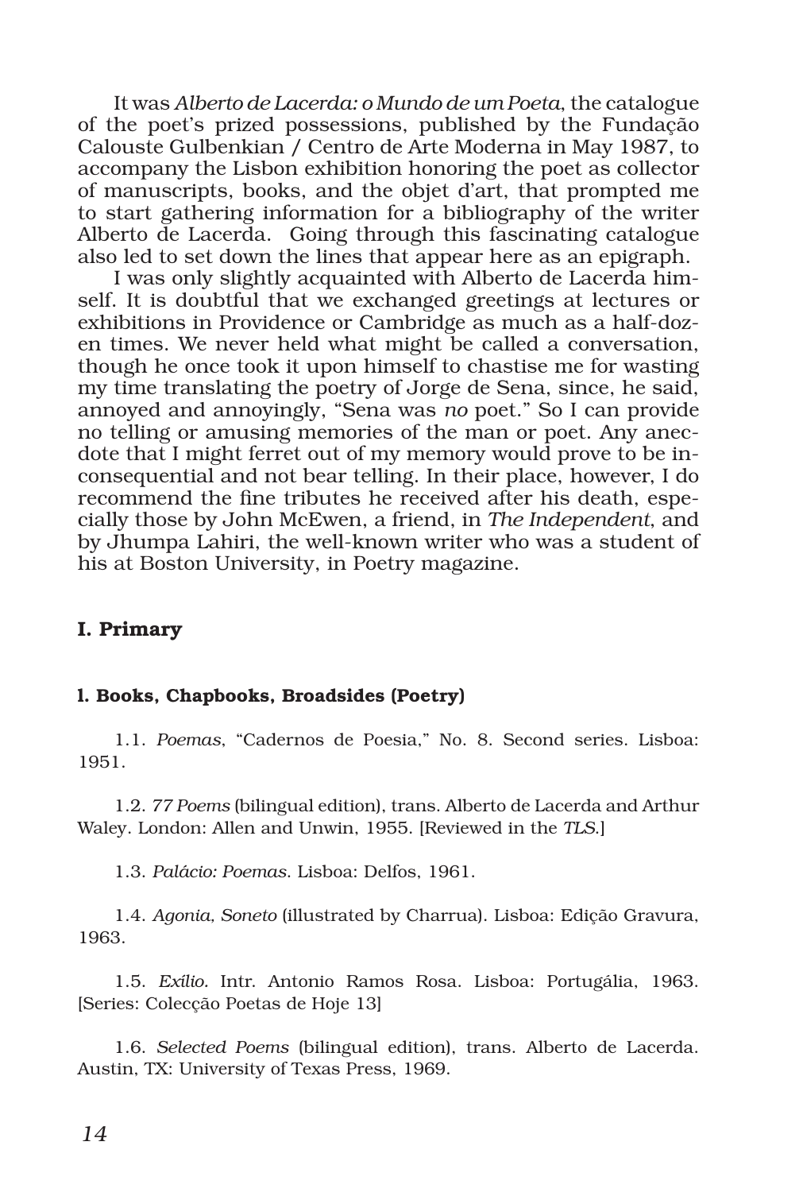It was *Alberto de Lacerda: o Mundo de um Poeta*, the catalogue of the poet's prized possessions, published by the Fundação Calouste Gulbenkian / Centro de Arte Moderna in May 1987, to accompany the Lisbon exhibition honoring the poet as collector of manuscripts, books, and the objet d'art, that prompted me to start gathering information for a bibliography of the writer Alberto de Lacerda. Going through this fascinating catalogue also led to set down the lines that appear here as an epigraph.

I was only slightly acquainted with Alberto de Lacerda himself. It is doubtful that we exchanged greetings at lectures or exhibitions in Providence or Cambridge as much as a half-dozen times. We never held what might be called a conversation, though he once took it upon himself to chastise me for wasting my time translating the poetry of Jorge de Sena, since, he said, annoyed and annoyingly, "Sena was *no* poet." So I can provide no telling or amusing memories of the man or poet. Any anecdote that I might ferret out of my memory would prove to be inconsequential and not bear telling. In their place, however, I do recommend the fine tributes he received after his death, especially those by John McEwen, a friend, in *The Independent*, and by Jhumpa Lahiri, the well-known writer who was a student of his at Boston University, in Poetry magazine.

## I. Primary

### l. Books, Chapbooks, Broadsides (Poetry)

1.1. *Poemas*, "Cadernos de Poesia," No. 8. Second series. Lisboa: 1951.

1.2. *77 Poems* (bilingual edition), trans. Alberto de Lacerda and Arthur Waley. London: Allen and Unwin, 1955. [Reviewed in the *TLS*.]

1.3. *Palácio: Poemas*. Lisboa: Delfos, 1961.

1.4. *Agonia, Soneto* (illustrated by Charrua). Lisboa: Edição Gravura, 1963.

1.5. *Exílio.* Intr. Antonio Ramos Rosa. Lisboa: Portugália, 1963. [Series: Colecção Poetas de Hoje 13]

1.6. *Selected Poems* (bilingual edition), trans. Alberto de Lacerda. Austin, TX: University of Texas Press, 1969.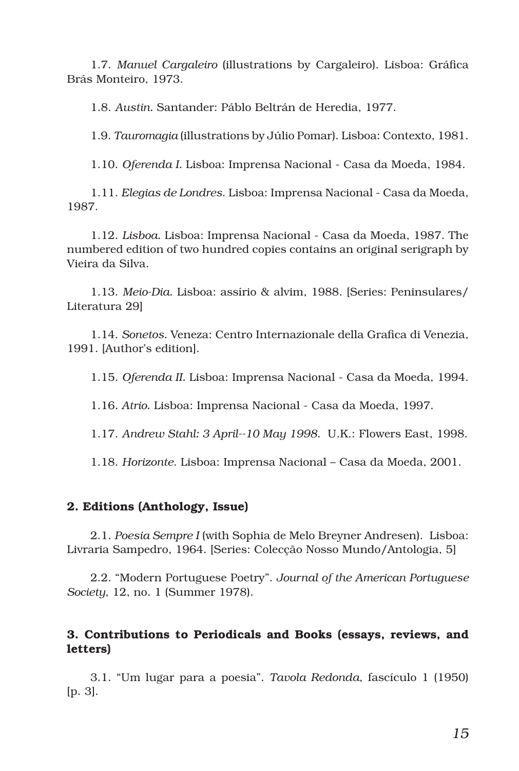1.7. *Manuel Cargaleiro* (illustrations by Cargaleiro). Lisboa: Gráfica Brás Monteiro, 1973.

1.8. *Austin.* Santander: Páblo Beltrán de Heredia, 1977.

1.9. *Tauromagia* (illustrations by Júlio Pomar). Lisboa: Contexto, 1981.

1.10. *Oferenda I.* Lisboa: Imprensa Nacional - Casa da Moeda, 1984.

1.11. *Elegias de Londres.* Lisboa: Imprensa Nacional - Casa da Moeda, 1987.

1.12. *Lisboa.* Lisboa: Imprensa Nacional - Casa da Moeda, 1987. The numbered edition of two hundred copies contains an original serigraph by Vieira da Silva.

1.13. *Meio-Dia.* Lisboa: assírio & alvim, 1988. [Series: Peninsulares/ Literatura 29]

1.14. *Sonetos.* Veneza: Centro Internazionale della Grafica di Venezia, 1991. [Author's edition].

1.15. *Oferenda II.* Lisboa: Imprensa Nacional - Casa da Moeda, 1994.

1.16. *Atrio.* Lisboa: Imprensa Nacional - Casa da Moeda, 1997.

1.17. *Andrew Stahl: 3 April--10 May 1998.* U.K.: Flowers East, 1998.

1.18. *Horizonte.* Lisboa: Imprensa Nacional – Casa da Moeda, 2001.

## 2. Editions (Anthology, Issue)

2.1. *Poesia Sempre I* (with Sophia de Melo Breyner Andresen). Lisboa: Livraria Sampedro, 1964. [Series: Colecção Nosso Mundo/Antologia, 5]

2.2. "Modern Portuguese Poetry". *Journal of the American Portuguese Society*, 12, no. 1 (Summer 1978).

## 3. Contributions to Periodicals and Books (essays, reviews, and letters)

3.1. "Um lugar para a poesia". *Tavola Redonda*, fascículo 1 (1950) [p. 3].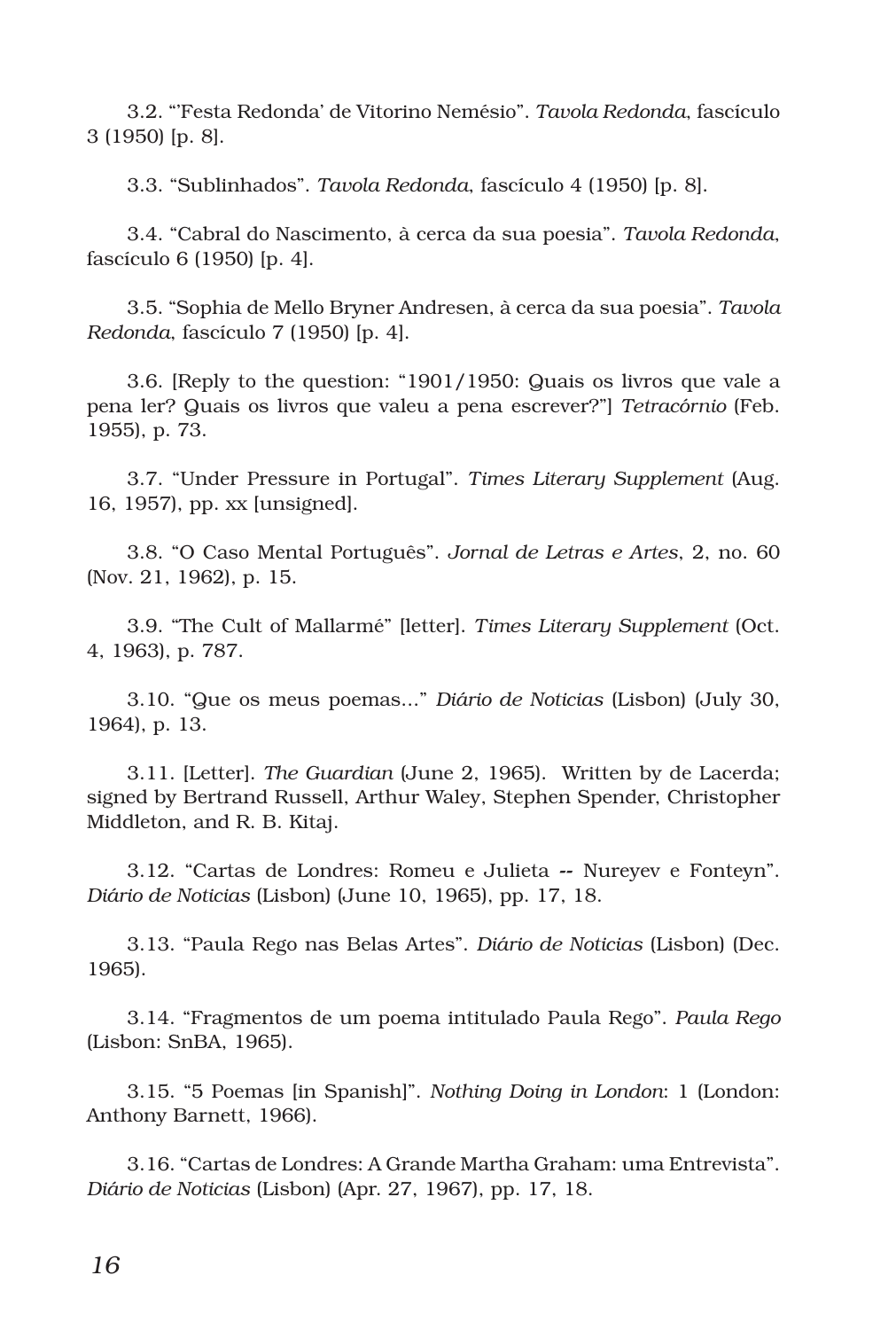3.2. "'Festa Redonda' de Vitorino Nemésio". *Tavola Redonda*, fascículo 3 (1950) [p. 8].

3.3. "Sublinhados". *Tavola Redonda*, fascículo 4 (1950) [p. 8].

3.4. "Cabral do Nascimento, à cerca da sua poesia". *Tavola Redonda*, fascículo 6 (1950) [p. 4].

3.5. "Sophia de Mello Bryner Andresen, à cerca da sua poesia". *Tavola Redonda*, fascículo 7 (1950) [p. 4].

3.6. [Reply to the question: "1901/1950: Quais os livros que vale a pena ler? Quais os livros que valeu a pena escrever?"] *Tetracórnio* (Feb. 1955), p. 73.

3.7. "Under Pressure in Portugal". *Times Literary Supplement* (Aug. 16, 1957), pp. xx [unsigned].

3.8. "O Caso Mental Português". *Jornal de Letras e Artes*, 2, no. 60 (Nov. 21, 1962), p. 15.

3.9. "The Cult of Mallarmé" [letter]. *Times Literary Supplement* (Oct. 4, 1963), p. 787.

3.10. "Que os meus poemas..." *Diário de Noticias* (Lisbon) (July 30, 1964), p. 13.

3.11. [Letter]. *The Guardian* (June 2, 1965). Written by de Lacerda; signed by Bertrand Russell, Arthur Waley, Stephen Spender, Christopher Middleton, and R. B. Kitaj.

3.12. "Cartas de Londres: Romeu e Julieta -- Nureyev e Fonteyn". *Diário de Noticias* (Lisbon) (June 10, 1965), pp. 17, 18.

3.13. "Paula Rego nas Belas Artes". *Diário de Noticias* (Lisbon) (Dec. 1965).

3.14. "Fragmentos de um poema intitulado Paula Rego". *Paula Rego* (Lisbon: SnBA, 1965).

3.15. "5 Poemas [in Spanish]". *Nothing Doing in London*: 1 (London: Anthony Barnett, 1966).

3.16. "Cartas de Londres: A Grande Martha Graham: uma Entrevista". *Diário de Noticias* (Lisbon) (Apr. 27, 1967), pp. 17, 18.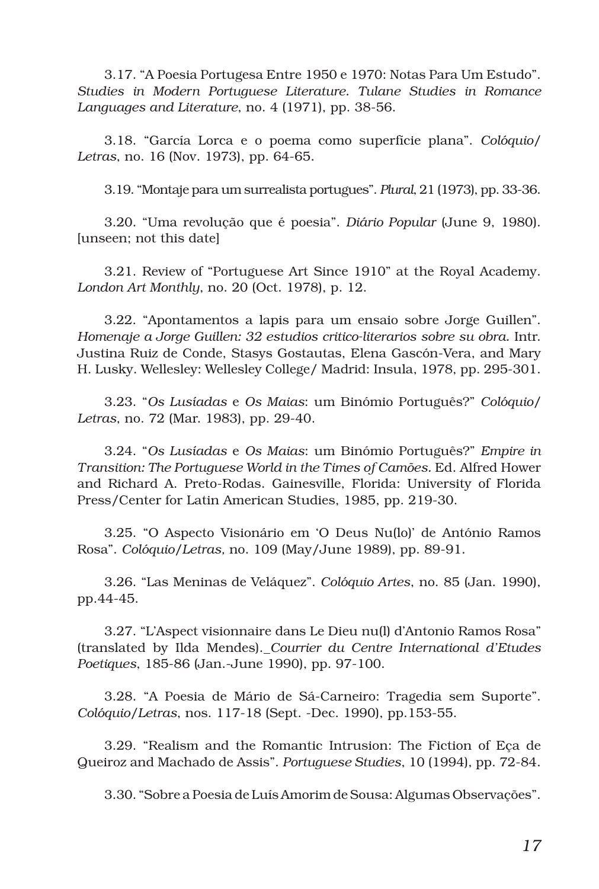3.17. “A Poesia Portugesa Entre 1950 e 1970: Notas Para Um Estudo”. *Studies in Modern Portuguese Literature. Tulane Studies in Romance Languages and Literature*, no. 4 (1971), pp. 38-56.

3.18. “García Lorca e o poema como superficie plana”. *Colóquio/ Letras*, no. 16 (Nov. 1973), pp. 64-65.

3.19. “Montaje para um surrealista portugues”. *Plural*, 21 (1973), pp. 33-36.

3.20. “Uma revolução que é poesia”. *Diário Popular* (June 9, 1980). [unseen; not this date]

3.21. Review of “Portuguese Art Since 1910” at the Royal Academy. *London Art Monthly*, no. 20 (Oct. 1978), p. 12.

3.22. “Apontamentos a lapis para um ensaio sobre Jorge Guillen”. *Homenaje a Jorge Guillen: 32 estudios critico-literarios sobre su obra.* Intr. Justina Ruiz de Conde, Stasys Gostautas, Elena Gascón-Vera, and Mary H. Lusky. Wellesley: Wellesley College/ Madrid: Insula, 1978, pp. 295-301.

3.23. “*Os Lusíadas* e *Os Maias*: um Binómio Português?” *Colóquio/ Letras*, no. 72 (Mar. 1983), pp. 29-40.

3.24. “*Os Lusíadas* e *Os Maias*: um Binómio Português?” *Empire in Transition: The Portuguese World in the Times of Camões.* Ed. Alfred Hower and Richard A. Preto-Rodas. Gainesville, Florida: University of Florida Press/Center for Latin American Studies, 1985, pp. 219-30.

3.25. “O Aspecto Visionário em ‘O Deus Nu(lo)’ de António Ramos Rosa”. *Colóquio/Letras,* no. 109 (May/June 1989), pp. 89-91.

3.26. “Las Meninas de Veláquez”. *Colóquio Artes*, no. 85 (Jan. 1990), pp.44-45.

3.27. “L’Aspect visionnaire dans Le Dieu nu(l) d’Antonio Ramos Rosa” (translated by Ilda Mendes). *Courrier du Centre International d’Etudes Poetiques*, 185-86 (Jan.-June 1990), pp. 97-100.

3.28. “A Poesia de Mário de Sá-Carneiro: Tragedia sem Suporte”. *Colóquio/Letras*, nos. 117-18 (Sept. -Dec. 1990), pp.153-55.

3.29. “Realism and the Romantic Intrusion: The Fiction of Eça de Queiroz and Machado de Assis”. *Portuguese Studies*, 10 (1994), pp. 72-84.

3.30. “Sobre a Poesia de Luís Amorim de Sousa: Algumas Observações”.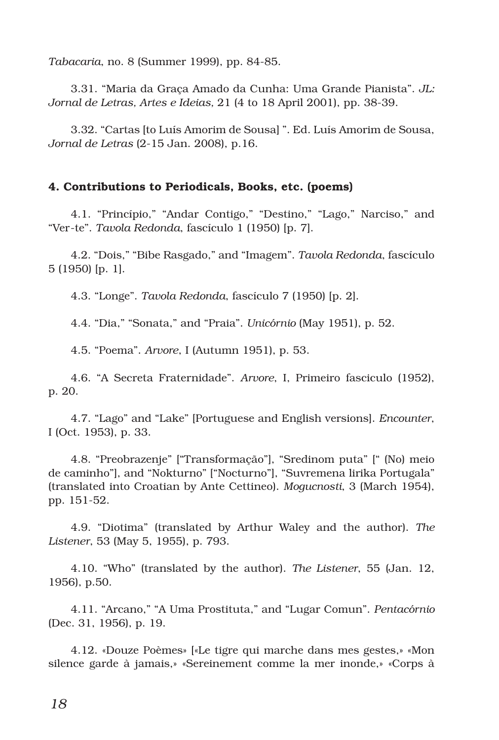*Tabacaria*, no. 8 (Summer 1999), pp. 84-85.

3.31. "Maria da Graça Amado da Cunha: Uma Grande Pianista". *JL: Jornal de Letras, Artes e Ideias*, 21 (4 to 18 April 2001), pp. 38-39.

3.32. "Cartas [to Luís Amorim de Sousa] ". Ed. Luís Amorim de Sousa, *Jornal de Letras* (2-15 Jan. 2008), p.16.

## 4. Contributions to Periodicals, Books, etc. (poems)

4.1. "Princípio," "Andar Contigo," "Destino," "Lago," Narciso," and "Ver-te". *Tavola Redonda*, fascículo 1 (1950) [p. 7].

4.2. "Dois," "Bibe Rasgado," and "Imagem". *Tavola Redonda*, fascículo 5 (1950) [p. 1].

4.3. "Longe". *Tavola Redonda*, fascículo 7 (1950) [p. 2].

4.4. "Dia," "Sonata," and "Praia". *Unicórnio* (May 1951), p. 52.

4.5. "Poema". *Arvore*, I (Autumn 1951), p. 53.

4.6. "A Secreta Fraternidade". *Arvore*, I, Primeiro fasciculo (1952), p. 20.

4.7. "Lago" and "Lake" [Portuguese and English versions]. *Encounter*, I (Oct. 1953), p. 33.

4.8. "Preobrazenje" ["Transformação"], "Sredinom puta" [" (No) meio de caminho"], and "Nokturno" ["Nocturno"], "Suvremena lirika Portugala" (translated into Croatian by Ante Cettineo). *Mogucnosti*, 3 (March 1954), pp. 151-52.

4.9. "Diotima" (translated by Arthur Waley and the author). *The Listener*, 53 (May 5, 1955), p. 793.

4.10. "Who" (translated by the author). *The Listener*, 55 (Jan. 12, 1956), p.50.

4.11. "Arcano," "A Uma Prostituta," and "Lugar Comun". *Pentacórnio* (Dec. 31, 1956), p. 19.

4.12. «Douze Poèmes» [«Le tigre qui marche dans mes gestes,» «Mon silence garde à jamais,» «Sereinement comme la mer inonde,» «Corps à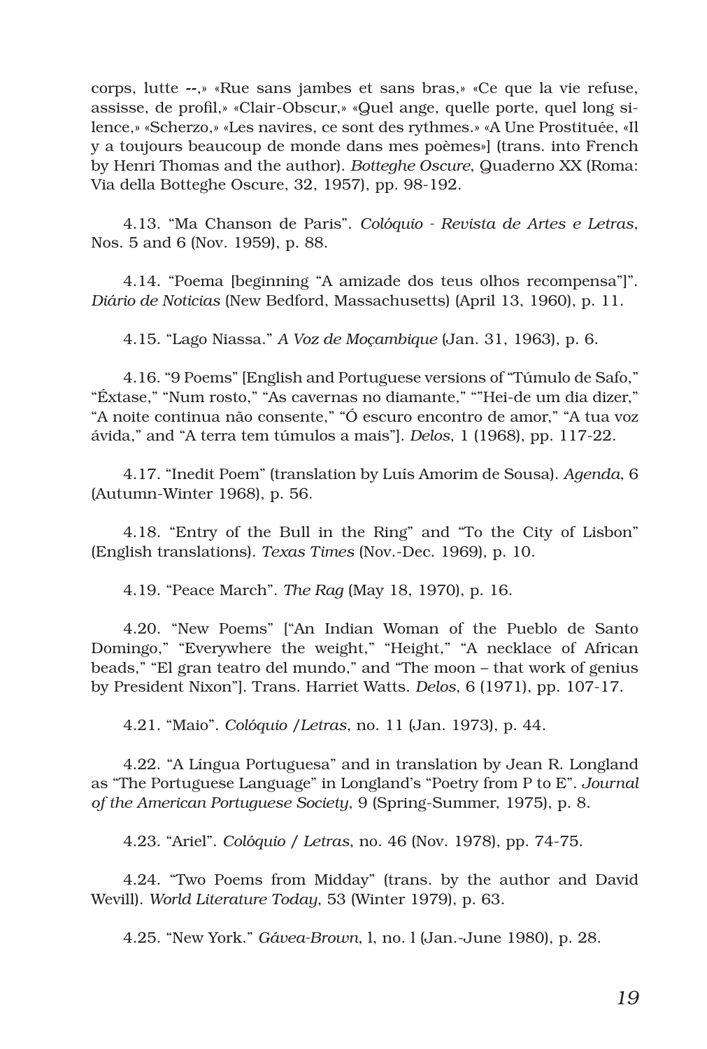corps, lutte --,» «Rue sans jambes et sans bras,» «Ce que la vie refuse, assisse, de profil,» «Clair-Obscur,» «Quel ange, quelle porte, quel long silence,» «Scherzo,» «Les navires, ce sont des rythmes.» «A Une Prostituée, «Il y a toujours beaucoup de monde dans mes poèmes»] (trans. into French by Henri Thomas and the author). *Botteghe Oscure*, Quaderno XX (Roma: Via della Botteghe Oscure, 32, 1957), pp. 98-192.

4.13. "Ma Chanson de Paris". *Colóquio - Revista de Artes e Letras*, Nos. 5 and 6 (Nov. 1959), p. 88.

4.14. "Poema [beginning "A amizade dos teus olhos recompensa"]". *Diário de Noticias* (New Bedford, Massachusetts) (April 13, 1960), p. 11.

4.15. "Lago Niassa." *A Voz de Moçambique* (Jan. 31, 1963), p. 6.

4.16. "9 Poems" [English and Portuguese versions of "Túmulo de Safo," "Éxtase," "Num rosto," "As cavernas no diamante," ""Hei-de um dia dizer," "A noite continua não consente," "Ó escuro encontro de amor," "A tua voz ávida," and "A terra tem túmulos a mais"]. *Delos*, 1 (1968), pp. 117-22.

4.17. "Inedit Poem" (translation by Luís Amorim de Sousa). *Agenda*, 6 (Autumn-Winter 1968), p. 56.

4.18. "Entry of the Bull in the Ring" and "To the City of Lisbon" (English translations). *Texas Times* (Nov.-Dec. 1969), p. 10.

4.19. "Peace March". *The Rag* (May 18, 1970), p. 16.

4.20. "New Poems" ["An Indian Woman of the Pueblo de Santo Domingo," "Everywhere the weight," "Height," "A necklace of African beads," "El gran teatro del mundo," and "The moon – that work of genius by President Nixon"]. Trans. Harriet Watts. *Delos*, 6 (1971), pp. 107-17.

4.21. "Maio". *Colóquio /Letras*, no. 11 (Jan. 1973), p. 44.

4.22. "A Língua Portuguesa" and in translation by Jean R. Longland as "The Portuguese Language" in Longland's "Poetry from P to E". *Journal of the American Portuguese Society*, 9 (Spring-Summer, 1975), p. 8.

4.23. "Ariel". *Colóquio / Letras*, no. 46 (Nov. 1978), pp. 74-75.

4.24. "Two Poems from Midday" (trans. by the author and David Wevill). *World Literature Today*, 53 (Winter 1979), p. 63.

4.25. "New York." *Gávea-Brown*, l, no. l (Jan.-June 1980), p. 28.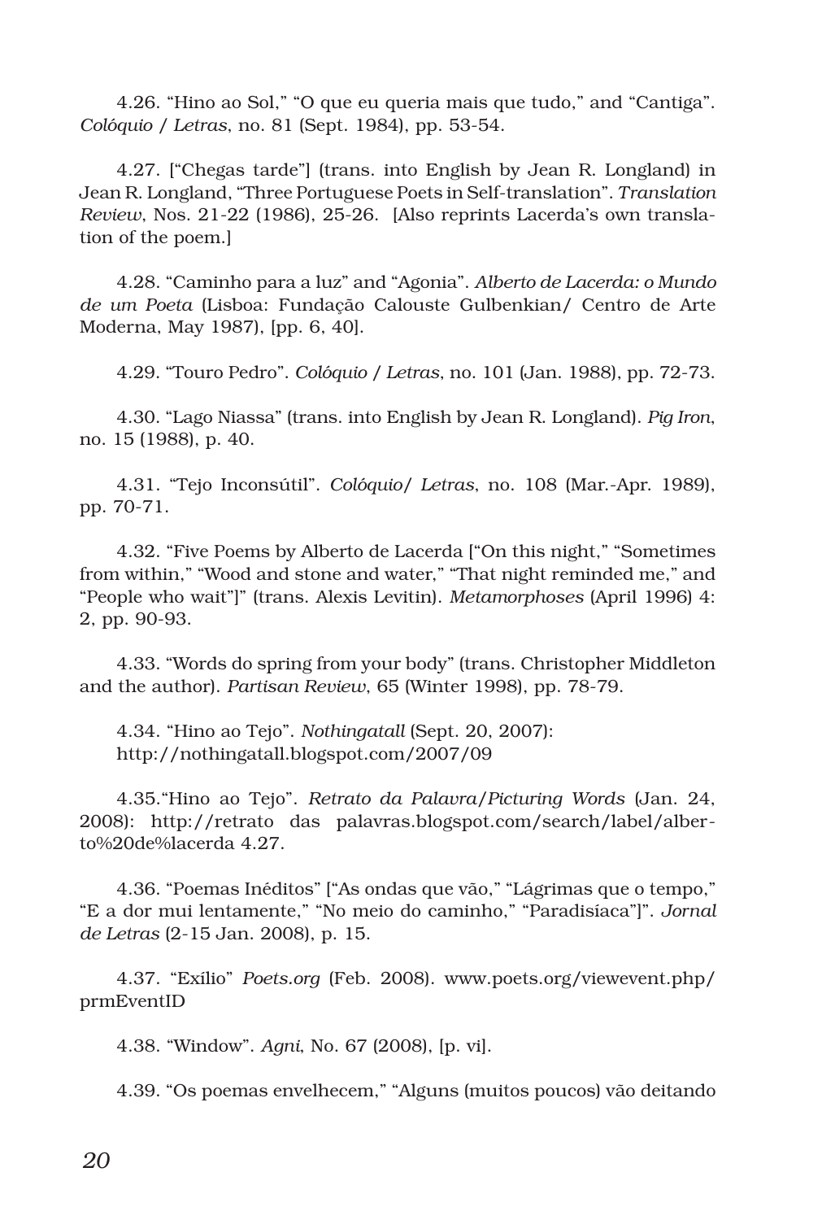4.26. "Hino ao Sol," "O que eu queria mais que tudo," and "Cantiga". *Colóquio / Letras*, no. 81 (Sept. 1984), pp. 53-54.

4.27. ["Chegas tarde"] (trans. into English by Jean R. Longland) in Jean R. Longland, "Three Portuguese Poets in Self-translation". *Translation Review*, Nos. 21-22 (1986), 25-26. [Also reprints Lacerda's own translation of the poem.]

4.28. "Caminho para a luz" and "Agonia". *Alberto de Lacerda: o Mundo de um Poeta* (Lisboa: Fundação Calouste Gulbenkian/ Centro de Arte Moderna, May 1987), [pp. 6, 40].

4.29. "Touro Pedro". *Colóquio / Letras*, no. 101 (Jan. 1988), pp. 72-73.

4.30. "Lago Niassa" (trans. into English by Jean R. Longland). *Pig Iron*, no. 15 (1988), p. 40.

4.31. "Tejo Inconsútil". *Colóquio/ Letras*, no. 108 (Mar.-Apr. 1989), pp. 70-71.

4.32. "Five Poems by Alberto de Lacerda ["On this night," "Sometimes from within," "Wood and stone and water," "That night reminded me," and "People who wait"]" (trans. Alexis Levitin). *Metamorphoses* (April 1996) 4: 2, pp. 90-93.

4.33. "Words do spring from your body" (trans. Christopher Middleton and the author). *Partisan Review*, 65 (Winter 1998), pp. 78-79.

4.34. "Hino ao Tejo". *Nothingatall* (Sept. 20, 2007): http://nothingatall.blogspot.com/2007/09

4.35."Hino ao Tejo". *Retrato da Palavra/Picturing Words* (Jan. 24, 2008): http://retrato das palavras.blogspot.com/search/label/alberto%20de%lacerda 4.27.

4.36. "Poemas Inéditos" ["As ondas que vão," "Lágrimas que o tempo," "E a dor mui lentamente," "No meio do caminho," "Paradisíaca"]". *Jornal de Letras* (2-15 Jan. 2008), p. 15.

4.37. "Exílio" *Poets.org* (Feb. 2008). www.poets.org/viewevent.php/prmEventID

4.38. "Window". *Agni*, No. 67 (2008), [p. vi].

4.39. "Os poemas envelhecem," "Alguns (muitos poucos) vão deitando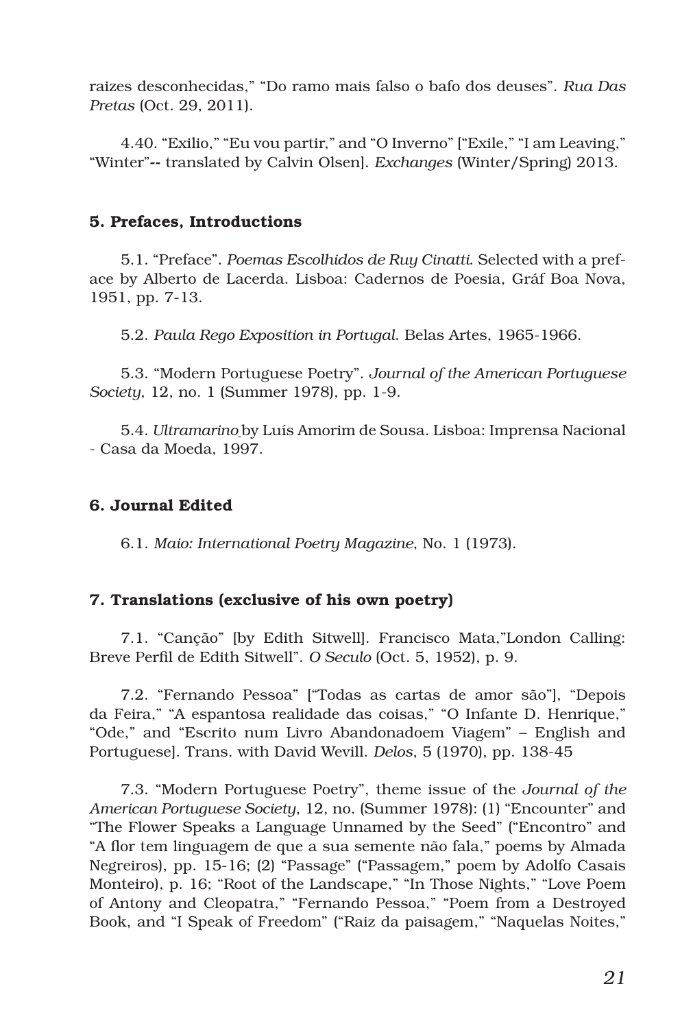raizes desconhecidas," "Do ramo mais falso o bafo dos deuses". *Rua Das Pretas* (Oct. 29, 2011).

4.40. "Exilio," "Eu vou partir," and "O Inverno" ["Exile," "I am Leaving," "Winter"-- translated by Calvin Olsen]. *Exchanges* (Winter/Spring) 2013.

### 5. Prefaces, Introductions

5.1. "Preface". *Poemas Escolhidos de Ruy Cinatti*. Selected with a preface by Alberto de Lacerda. Lisboa: Cadernos de Poesia, Gráf Boa Nova, 1951, pp. 7-13.

5.2. *Paula Rego Exposition in Portugal*. Belas Artes, 1965-1966.

5.3. "Modern Portuguese Poetry". *Journal of the American Portuguese Society*, 12, no. 1 (Summer 1978), pp. 1-9.

5.4. *Ultramarino* by Luís Amorim de Sousa. Lisboa: Imprensa Nacional - Casa da Moeda, 1997.

### 6. Journal Edited

6.1. *Maio: International Poetry Magazine*, No. 1 (1973).

### 7. Translations (exclusive of his own poetry)

7.1. "Canção" [by Edith Sitwell]. Francisco Mata,"London Calling: Breve Perfil de Edith Sitwell". *O Seculo* (Oct. 5, 1952), p. 9.

7.2. "Fernando Pessoa" ["Todas as cartas de amor são"], "Depois da Feira," "A espantosa realidade das coisas," "O Infante D. Henrique," "Ode," and "Escrito num Livro Abandonadoem Viagem" – English and Portuguese]. Trans. with David Wevill. *Delos*, 5 (1970), pp. 138-45

7.3. "Modern Portuguese Poetry", theme issue of the *Journal of the American Portuguese Society*, 12, no. (Summer 1978): (1) "Encounter" and "The Flower Speaks a Language Unnamed by the Seed" ("Encontro" and "A flor tem linguagem de que a sua semente não fala," poems by Almada Negreiros), pp. 15-16; (2) "Passage" ("Passagem," poem by Adolfo Casais Monteiro), p. 16; "Root of the Landscape," "In Those Nights," "Love Poem of Antony and Cleopatra," "Fernando Pessoa," "Poem from a Destroyed Book, and "I Speak of Freedom" ("Raiz da paisagem," "Naquelas Noites,"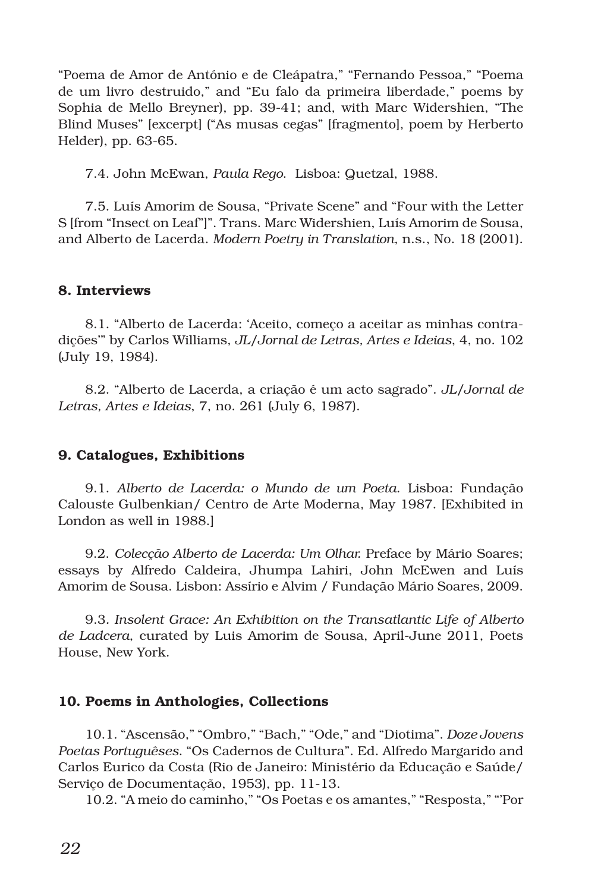"Poema de Amor de António e de Cleápatra," "Fernando Pessoa," "Poema de um livro destruido," and "Eu falo da primeira liberdade," poems by Sophia de Mello Breyner), pp. 39-41; and, with Marc Widershien, "The Blind Muses" [excerpt] ("As musas cegas" [fragmento], poem by Herberto Helder), pp. 63-65.

7.4. John McEwan, *Paula Rego*. Lisboa: Quetzal, 1988.

7.5. Luís Amorim de Sousa, "Private Scene" and "Four with the Letter S [from "Insect on Leaf"]". Trans. Marc Widershien, Luís Amorim de Sousa, and Alberto de Lacerda. *Modern Poetry in Translation*, n.s., No. 18 (2001).

### 8. Interviews

8.1. "Alberto de Lacerda: 'Aceito, começo a aceitar as minhas contradições'" by Carlos Williams, *JL/Jornal de Letras, Artes e Ideias*, 4, no. 102 (July 19, 1984).

8.2. "Alberto de Lacerda, a criação é um acto sagrado". *JL/Jornal de Letras, Artes e Ideias*, 7, no. 261 (July 6, 1987).

### 9. Catalogues, Exhibitions

9.1. *Alberto de Lacerda: o Mundo de um Poeta*. Lisboa: Fundação Calouste Gulbenkian/ Centro de Arte Moderna, May 1987. [Exhibited in London as well in 1988.]

9.2. *Colecção Alberto de Lacerda: Um Olhar.* Preface by Mário Soares; essays by Alfredo Caldeira, Jhumpa Lahiri, John McEwen and Luís Amorim de Sousa. Lisbon: Assírio e Alvim / Fundação Mário Soares, 2009.

9.3. *Insolent Grace: An Exhibition on the Transatlantic Life of Alberto de Ladcera*, curated by Luis Amorim de Sousa, April-June 2011, Poets House, New York.

### 10. Poems in Anthologies, Collections

10.1. "Ascensão," "Ombro," "Bach," "Ode," and "Diotima". *Doze Jovens Poetas Portuguêses*. "Os Cadernos de Cultura". Ed. Alfredo Margarido and Carlos Eurico da Costa (Rio de Janeiro: Ministério da Educação e Saúde/ Serviço de Documentação, 1953), pp. 11-13.

10.2. "A meio do caminho," "Os Poetas e os amantes," "Resposta," "'Por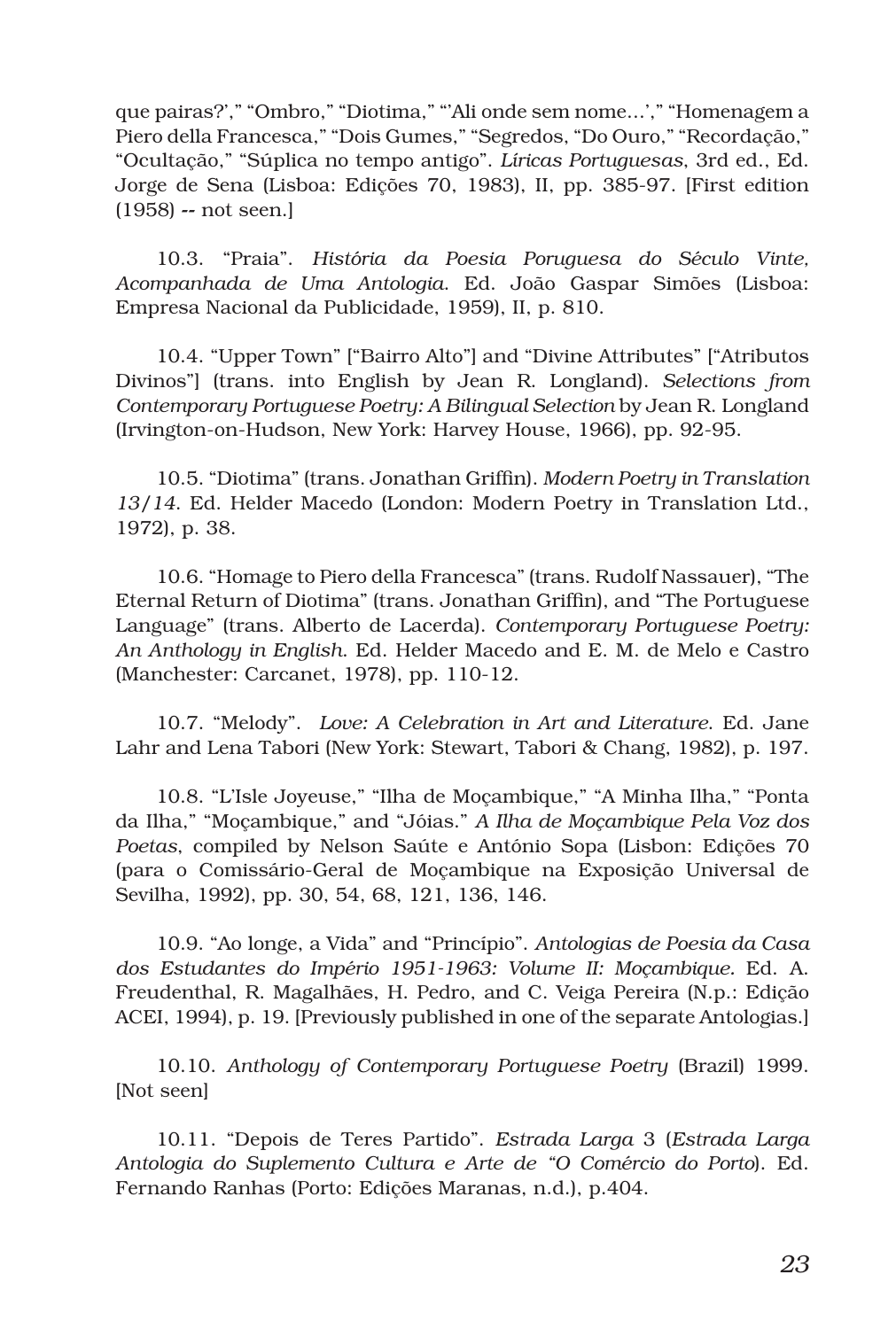que pairas?'," "Ombro," "Diotima," "'Ali onde sem nome...'," "Homenagem a Piero della Francesca," "Dois Gumes," "Segredos, "Do Ouro," "Recordação," "Ocultação," "Súplica no tempo antigo". *Líricas Portuguesas*, 3rd ed., Ed. Jorge de Sena (Lisboa: Edições 70, 1983), II, pp. 385-97. [First edition (1958) -- not seen.]

10.3. "Praia". *História da Poesia Poruguesa do Século Vinte, Acompanhada de Uma Antologia*. Ed. João Gaspar Simões (Lisboa: Empresa Nacional da Publicidade, 1959), II, p. 810.

10.4. "Upper Town" ["Bairro Alto"] and "Divine Attributes" ["Atributos Divinos"] (trans. into English by Jean R. Longland). *Selections from Contemporary Portuguese Poetry: A Bilingual Selection* by Jean R. Longland (Irvington-on-Hudson, New York: Harvey House, 1966), pp. 92-95.

10.5. "Diotima" (trans. Jonathan Griffin). *Modern Poetry in Translation 13/14*. Ed. Helder Macedo (London: Modern Poetry in Translation Ltd., 1972), p. 38.

10.6. "Homage to Piero della Francesca" (trans. Rudolf Nassauer), "The Eternal Return of Diotima" (trans. Jonathan Griffin), and "The Portuguese Language" (trans. Alberto de Lacerda). *Contemporary Portuguese Poetry: An Anthology in English*. Ed. Helder Macedo and E. M. de Melo e Castro (Manchester: Carcanet, 1978), pp. 110-12.

10.7. "Melody". *Love: A Celebration in Art and Literature*. Ed. Jane Lahr and Lena Tabori (New York: Stewart, Tabori & Chang, 1982), p. 197.

10.8. "L'Isle Joyeuse," "Ilha de Moçambique," "A Minha Ilha," "Ponta da Ilha," "Moçambique," and "Jóias." *A Ilha de Moçambique Pela Voz dos Poetas*, compiled by Nelson Saúte e António Sopa (Lisbon: Edições 70 (para o Comissário-Geral de Moçambique na Exposição Universal de Sevilha, 1992), pp. 30, 54, 68, 121, 136, 146.

10.9. "Ao longe, a Vida" and "Princípio". *Antologias de Poesia da Casa dos Estudantes do Império 1951-1963: Volume II: Moçambique.* Ed. A. Freudenthal, R. Magalhães, H. Pedro, and C. Veiga Pereira (N.p.: Edição ACEI, 1994), p. 19. [Previously published in one of the separate Antologias.]

10.10. *Anthology of Contemporary Portuguese Poetry* (Brazil) 1999. [Not seen]

10.11. "Depois de Teres Partido". *Estrada Larga* 3 (*Estrada Larga Antologia do Suplemento Cultura e Arte de "O Comércio do Porto*). Ed. Fernando Ranhas (Porto: Edições Maranas, n.d.), p.404.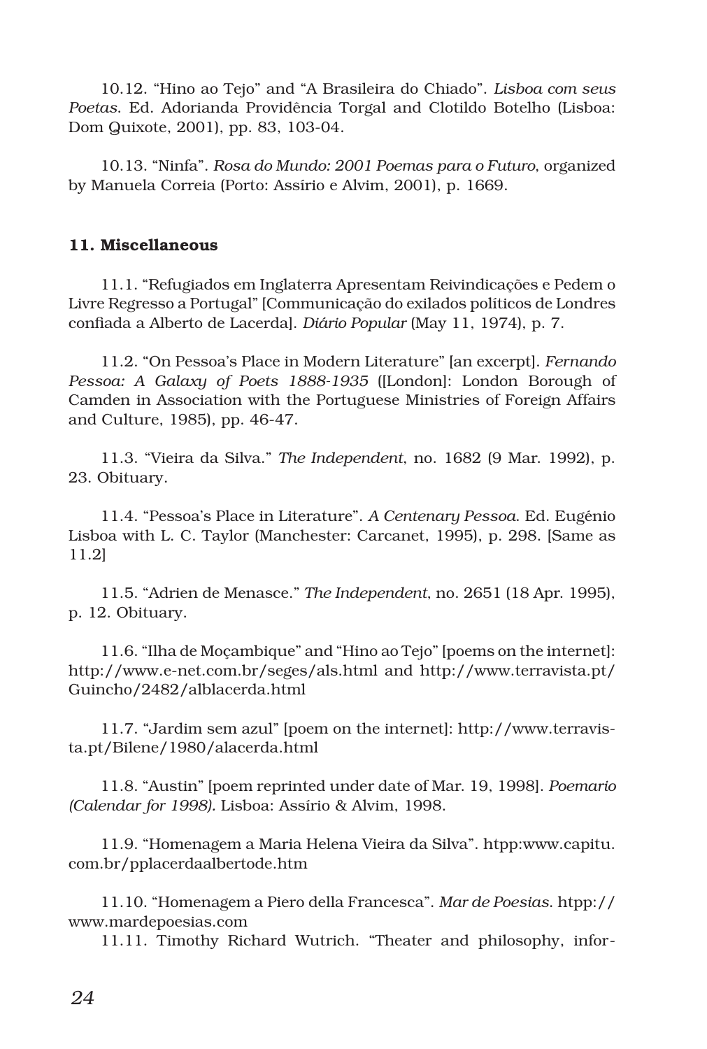10.12. "Hino ao Tejo" and "A Brasileira do Chiado". *Lisboa com seus Poetas*. Ed. Adorianda Providência Torgal and Clotildo Botelho (Lisboa: Dom Quixote, 2001), pp. 83, 103-04.

10.13. "Ninfa". *Rosa do Mundo: 2001 Poemas para o Futuro*, organized by Manuela Correia (Porto: Assírio e Alvim, 2001), p. 1669.

## 11. Miscellaneous

11.1. "Refugiados em Inglaterra Apresentam Reivindicações e Pedem o Livre Regresso a Portugal" [Communicação do exilados políticos de Londres confiada a Alberto de Lacerda]. *Diário Popular* (May 11, 1974), p. 7.

11.2. "On Pessoa's Place in Modern Literature" [an excerpt]. *Fernando Pessoa: A Galaxy of Poets 1888-1935* ([London]: London Borough of Camden in Association with the Portuguese Ministries of Foreign Affairs and Culture, 1985), pp. 46-47.

11.3. "Vieira da Silva." *The Independent*, no. 1682 (9 Mar. 1992), p. 23. Obituary.

11.4. "Pessoa's Place in Literature". *A Centenary Pessoa*. Ed. Eugénio Lisboa with L. C. Taylor (Manchester: Carcanet, 1995), p. 298. [Same as 11.2]

11.5. "Adrien de Menasce." *The Independent*, no. 2651 (18 Apr. 1995), p. 12. Obituary.

11.6. "Ilha de Moçambique" and "Hino ao Tejo" [poems on the internet]: http://www.e-net.com.br/seges/als.html and http://www.terravista.pt/Guincho/2482/alblacerda.html

11.7. "Jardim sem azul" [poem on the internet]: http://www.terravista.pt/Bilene/1980/alacerda.html

11.8. "Austin" [poem reprinted under date of Mar. 19, 1998]. *Poemario (Calendar for 1998).* Lisboa: Assírio & Alvim, 1998.

11.9. "Homenagem a Maria Helena Vieira da Silva". htpp:www.capitu.com.br/pplacerdaalbertode.htm

11.10. "Homenagem a Piero della Francesca". *Mar de Poesias.* htpp://www.mardepoesias.com

11.11. Timothy Richard Wutrich. "Theater and philosophy, infor-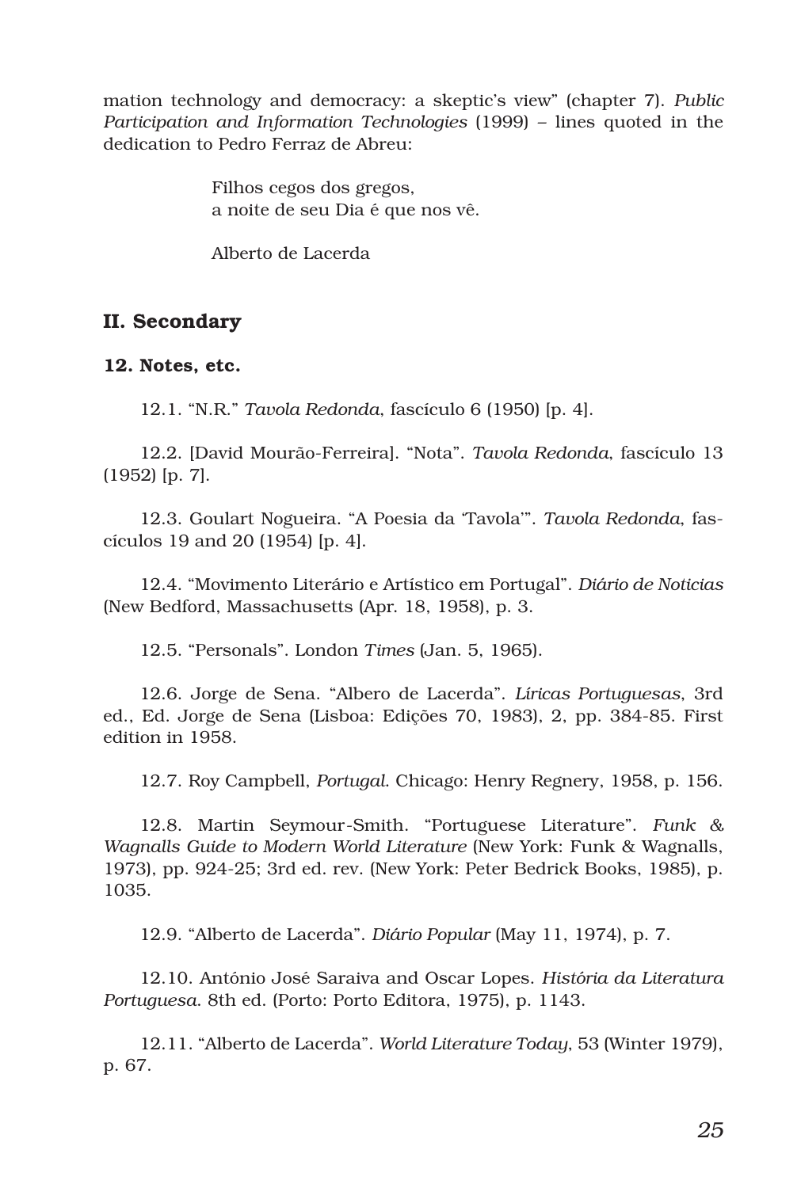mation technology and democracy: a skeptic's view" (chapter 7). *Public Participation and Information Technologies* (1999) – lines quoted in the dedication to Pedro Ferraz de Abreu:

> Filhos cegos dos gregos,
> a noite de seu Dia é que nos vê.
>
> Alberto de Lacerda

## II. Secondary

### 12. Notes, etc.

12.1. "N.R." *Tavola Redonda*, fascículo 6 (1950) [p. 4].

12.2. [David Mourão-Ferreira]. "Nota". *Tavola Redonda*, fascículo 13 (1952) [p. 7].

12.3. Goulart Nogueira. "A Poesia da 'Tavola'". *Tavola Redonda*, fascículos 19 and 20 (1954) [p. 4].

12.4. "Movimento Literário e Artístico em Portugal". *Diário de Noticias* (New Bedford, Massachusetts (Apr. 18, 1958), p. 3.

12.5. "Personals". London *Times* (Jan. 5, 1965).

12.6. Jorge de Sena. "Albero de Lacerda". *Líricas Portuguesas*, 3rd ed., Ed. Jorge de Sena (Lisboa: Edições 70, 1983), 2, pp. 384-85. First edition in 1958.

12.7. Roy Campbell, *Portugal*. Chicago: Henry Regnery, 1958, p. 156.

12.8. Martin Seymour-Smith. "Portuguese Literature". *Funk & Wagnalls Guide to Modern World Literature* (New York: Funk & Wagnalls, 1973), pp. 924-25; 3rd ed. rev. (New York: Peter Bedrick Books, 1985), p. 1035.

12.9. "Alberto de Lacerda". *Diário Popular* (May 11, 1974), p. 7.

12.10. António José Saraiva and Oscar Lopes. *História da Literatura Portuguesa.* 8th ed. (Porto: Porto Editora, 1975), p. 1143.

12.11. "Alberto de Lacerda". *World Literature Today*, 53 (Winter 1979), p. 67.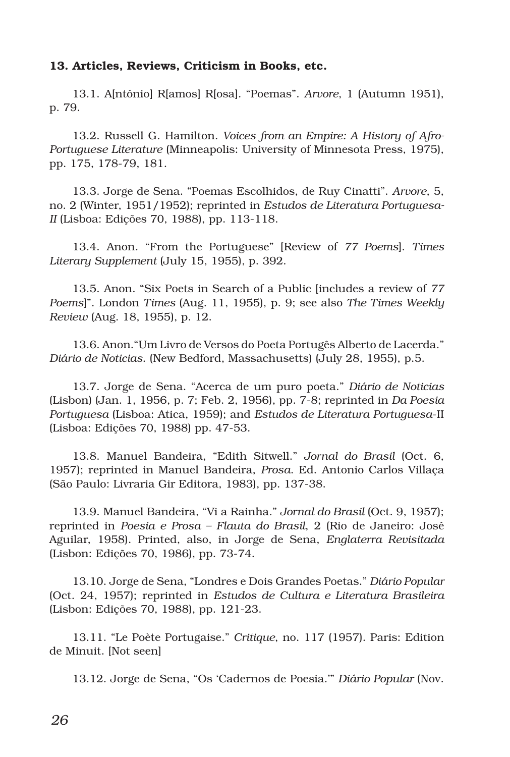**13. Articles, Reviews, Criticism in Books, etc.**

13.1. A[ntónio] R[amos] R[osa]. “Poemas”. *Arvore*, 1 (Autumn 1951), p. 79.

13.2. Russell G. Hamilton. *Voices from an Empire: A History of Afro-Portuguese Literature* (Minneapolis: University of Minnesota Press, 1975), pp. 175, 178-79, 181.

13.3. Jorge de Sena. “Poemas Escolhidos, de Ruy Cinatti”. *Arvore*, 5, no. 2 (Winter, 1951/1952); reprinted in *Estudos de Literatura Portuguesa-II* (Lisboa: Edições 70, 1988), pp. 113-118.

13.4. Anon. “From the Portuguese” [Review of *77 Poems*]. *Times Literary Supplement* (July 15, 1955), p. 392.

13.5. Anon. “Six Poets in Search of a Public [includes a review of *77 Poems*]”. London *Times* (Aug. 11, 1955), p. 9; see also *The Times Weekly Review* (Aug. 18, 1955), p. 12.

13.6. Anon.“Um Livro de Versos do Poeta Portugês Alberto de Lacerda.” *Diário de Noticias*. (New Bedford, Massachusetts) (July 28, 1955), p.5.

13.7. Jorge de Sena. “Acerca de um puro poeta.” *Diário de Noticias* (Lisbon) (Jan. 1, 1956, p. 7; Feb. 2, 1956), pp. 7-8; reprinted in *Da Poesia Portuguesa* (Lisboa: Atica, 1959); and *Estudos de Literatura Portuguesa*-II (Lisboa: Edições 70, 1988) pp. 47-53.

13.8. Manuel Bandeira, “Edith Sitwell.” *Jornal do Brasil* (Oct. 6, 1957); reprinted in Manuel Bandeira, *Prosa*. Ed. Antonio Carlos Villaça (São Paulo: Livraria Gir Editora, 1983), pp. 137-38.

13.9. Manuel Bandeira, “Vi a Rainha.” *Jornal do Brasil* (Oct. 9, 1957); reprinted in *Poesia e Prosa – Flauta do Brasil*, 2 (Rio de Janeiro: José Aguilar, 1958). Printed, also, in Jorge de Sena, *Englaterra Revisitada* (Lisbon: Edições 70, 1986), pp. 73-74.

13.10. Jorge de Sena, “Londres e Dois Grandes Poetas.” *Diário Popular* (Oct. 24, 1957); reprinted in *Estudos de Cultura e Literatura Brasileira* (Lisbon: Edições 70, 1988), pp. 121-23.

13.11. “Le Poète Portugaise.” *Critique*, no. 117 (1957). Paris: Edition de Minuit. [Not seen]

13.12. Jorge de Sena, “Os ‘Cadernos de Poesia.’” *Diário Popular* (Nov.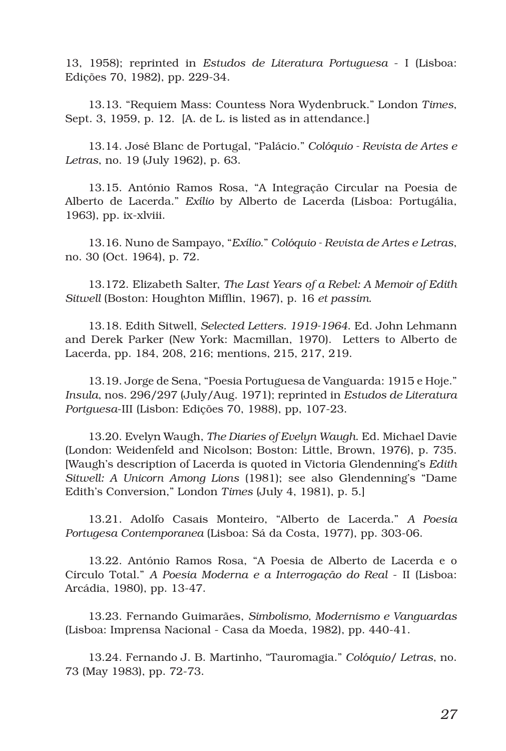13, 1958); reprinted in *Estudos de Literatura Portuguesa* - I (Lisboa: Edições 70, 1982), pp. 229-34.

13.13. "Requiem Mass: Countess Nora Wydenbruck." London *Times*, Sept. 3, 1959, p. 12. [A. de L. is listed as in attendance.]

13.14. José Blanc de Portugal, "Palácio." *Colóquio - Revista de Artes e Letras*, no. 19 (July 1962), p. 63.

13.15. António Ramos Rosa, "A Integração Circular na Poesia de Alberto de Lacerda." *Exílio* by Alberto de Lacerda (Lisboa: Portugália, 1963), pp. ix-xlviii.

13.16. Nuno de Sampayo, "*Exílio*." *Colóquio - Revista de Artes e Letras*, no. 30 (Oct. 1964), p. 72.

13.172. Elizabeth Salter, *The Last Years of a Rebel: A Memoir of Edith Sitwell* (Boston: Houghton Mifflin, 1967), p. 16 *et passim*.

13.18. Edith Sitwell, *Selected Letters. 1919-1964*. Ed. John Lehmann and Derek Parker (New York: Macmillan, 1970). Letters to Alberto de Lacerda, pp. 184, 208, 216; mentions, 215, 217, 219.

13.19. Jorge de Sena, "Poesia Portuguesa de Vanguarda: 1915 e Hoje." *Insula*, nos. 296/297 (July/Aug. 1971); reprinted in *Estudos de Literatura Portguesa*-III (Lisbon: Edições 70, 1988), pp, 107-23.

13.20. Evelyn Waugh, *The Diaries of Evelyn Waugh*. Ed. Michael Davie (London: Weidenfeld and Nicolson; Boston: Little, Brown, 1976), p. 735. [Waugh's description of Lacerda is quoted in Victoria Glendenning's *Edith Sitwell: A Unicorn Among Lions* (1981); see also Glendenning's "Dame Edith's Conversion," London *Times* (July 4, 1981), p. 5.]

13.21. Adolfo Casais Monteiro, "Alberto de Lacerda." *A Poesia Portugesa Contemporanea* (Lisboa: Sá da Costa, 1977), pp. 303-06.

13.22. António Ramos Rosa, "A Poesia de Alberto de Lacerda e o Círculo Total." *A Poesia Moderna e a Interrogação do Real* - II (Lisboa: Arcádia, 1980), pp. 13-47.

13.23. Fernando Guimarães, *Simbolismo, Modernismo e Vanguardas* (Lisboa: Imprensa Nacional - Casa da Moeda, 1982), pp. 440-41.

13.24. Fernando J. B. Martinho, "Tauromagia." *Colóquio/ Letras*, no. 73 (May 1983), pp. 72-73.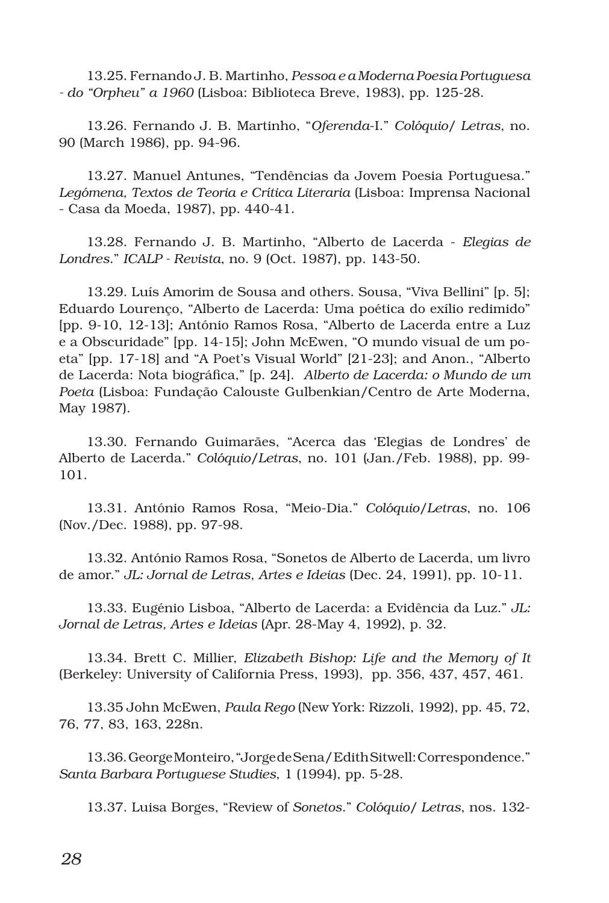13.25. Fernando J. B. Martinho, *Pessoa e a Moderna Poesia Portuguesa - do "Orpheu" a 1960* (Lisboa: Biblioteca Breve, 1983), pp. 125-28.

13.26. Fernando J. B. Martinho, "*Oferenda*-I." *Colóquio/ Letras*, no. 90 (March 1986), pp. 94-96.

13.27. Manuel Antunes, "Tendências da Jovem Poesia Portuguesa." *Legómena, Textos de Teoria e Crítica Literaria* (Lisboa: Imprensa Nacional - Casa da Moeda, 1987), pp. 440-41.

13.28. Fernando J. B. Martinho, "Alberto de Lacerda - *Elegias de Londres*." *ICALP - Revista*, no. 9 (Oct. 1987), pp. 143-50.

13.29. Luís Amorim de Sousa and others. Sousa, "Viva Bellini" [p. 5]; Eduardo Lourenço, "Alberto de Lacerda: Uma poética do exílio redimido" [pp. 9-10, 12-13]; António Ramos Rosa, "Alberto de Lacerda entre a Luz e a Obscuridade" [pp. 14-15]; John McEwen, "O mundo visual de um poeta" [pp. 17-18] and "A Poet's Visual World" [21-23]; and Anon., "Alberto de Lacerda: Nota biográfica," [p. 24]. *Alberto de Lacerda: o Mundo de um Poeta* (Lisboa: Fundação Calouste Gulbenkian/Centro de Arte Moderna, May 1987).

13.30. Fernando Guimarães, "Acerca das 'Elegias de Londres' de Alberto de Lacerda." *Colóquio/Letras*, no. 101 (Jan./Feb. 1988), pp. 99-101.

13.31. António Ramos Rosa, "Meio-Dia." *Colóquio/Letras*, no. 106 (Nov./Dec. 1988), pp. 97-98.

13.32. António Ramos Rosa, "Sonetos de Alberto de Lacerda, um livro de amor." *JL: Jornal de Letras, Artes e Ideias* (Dec. 24, 1991), pp. 10-11.

13.33. Eugénio Lisboa, "Alberto de Lacerda: a Evidência da Luz." *JL: Jornal de Letras, Artes e Ideias* (Apr. 28-May 4, 1992), p. 32.

13.34. Brett C. Millier, *Elizabeth Bishop: Life and the Memory of It* (Berkeley: University of California Press, 1993), pp. 356, 437, 457, 461.

13.35 John McEwen, *Paula Rego* (New York: Rizzoli, 1992), pp. 45, 72, 76, 77, 83, 163, 228n.

13.36. George Monteiro, "Jorge de Sena/Edith Sitwell: Correspondence." *Santa Barbara Portuguese Studies*, 1 (1994), pp. 5-28.

13.37. Luisa Borges, "Review of *Sonetos*." *Colóquio/ Letras*, nos. 132-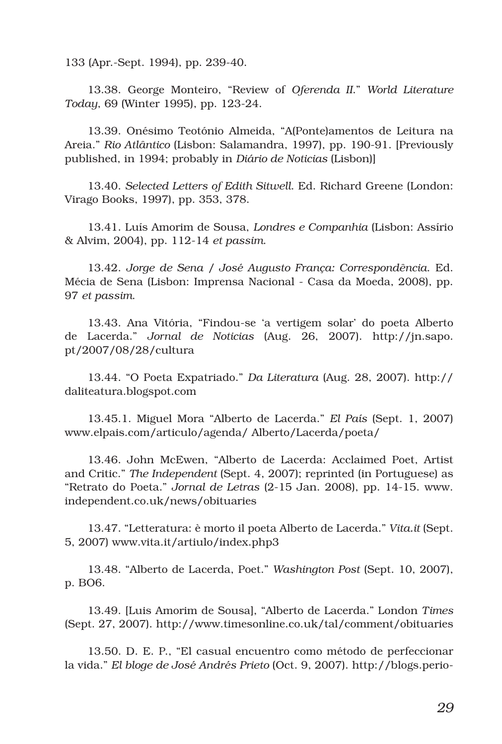133 (Apr.-Sept. 1994), pp. 239-40.

13.38. George Monteiro, "Review of *Oferenda II*." *World Literature Today*, 69 (Winter 1995), pp. 123-24.

13.39. Onésimo Teotónio Almeida, "A(Ponte)amentos de Leitura na Areia." *Rio Atlântico* (Lisbon: Salamandra, 1997), pp. 190-91. [Previously published, in 1994; probably in *Diário de Noticias* (Lisbon)]

13.40. *Selected Letters of Edith Sitwell*. Ed. Richard Greene (London: Virago Books, 1997), pp. 353, 378.

13.41. Luís Amorim de Sousa, *Londres e Companhia* (Lisbon: Assírio & Alvim, 2004), pp. 112-14 *et passim*.

13.42. *Jorge de Sena / José Augusto França: Correspondência*. Ed. Mécia de Sena (Lisbon: Imprensa Nacional - Casa da Moeda, 2008), pp. 97 *et passim*.

13.43. Ana Vitória, "Findou-se 'a vertigem solar' do poeta Alberto de Lacerda." *Jornal de Noticias* (Aug. 26, 2007). http://jn.sapo.pt/2007/08/28/cultura

13.44. "O Poeta Expatriado." *Da Literatura* (Aug. 28, 2007). http://daliteatura.blogspot.com

13.45.1. Miguel Mora "Alberto de Lacerda." *El País* (Sept. 1, 2007) www.elpais.com/articulo/agenda/ Alberto/Lacerda/poeta/

13.46. John McEwen, "Alberto de Lacerda: Acclaimed Poet, Artist and Critic." *The Independent* (Sept. 4, 2007); reprinted (in Portuguese) as "Retrato do Poeta." *Jornal de Letras* (2-15 Jan. 2008), pp. 14-15. www.independent.co.uk/news/obituaries

13.47. "Letteratura: è morto il poeta Alberto de Lacerda." *Vita.it* (Sept. 5, 2007) www.vita.it/artiulo/index.php3

13.48. "Alberto de Lacerda, Poet." *Washington Post* (Sept. 10, 2007), p. BO6.

13.49. [Luis Amorim de Sousa], "Alberto de Lacerda." London *Times* (Sept. 27, 2007). http://www.timesonline.co.uk/tal/comment/obituaries

13.50. D. E. P., "El casual encuentro como método de perfeccionar la vida." *El bloge de José Andrés Prieto* (Oct. 9, 2007). http://blogs.perio-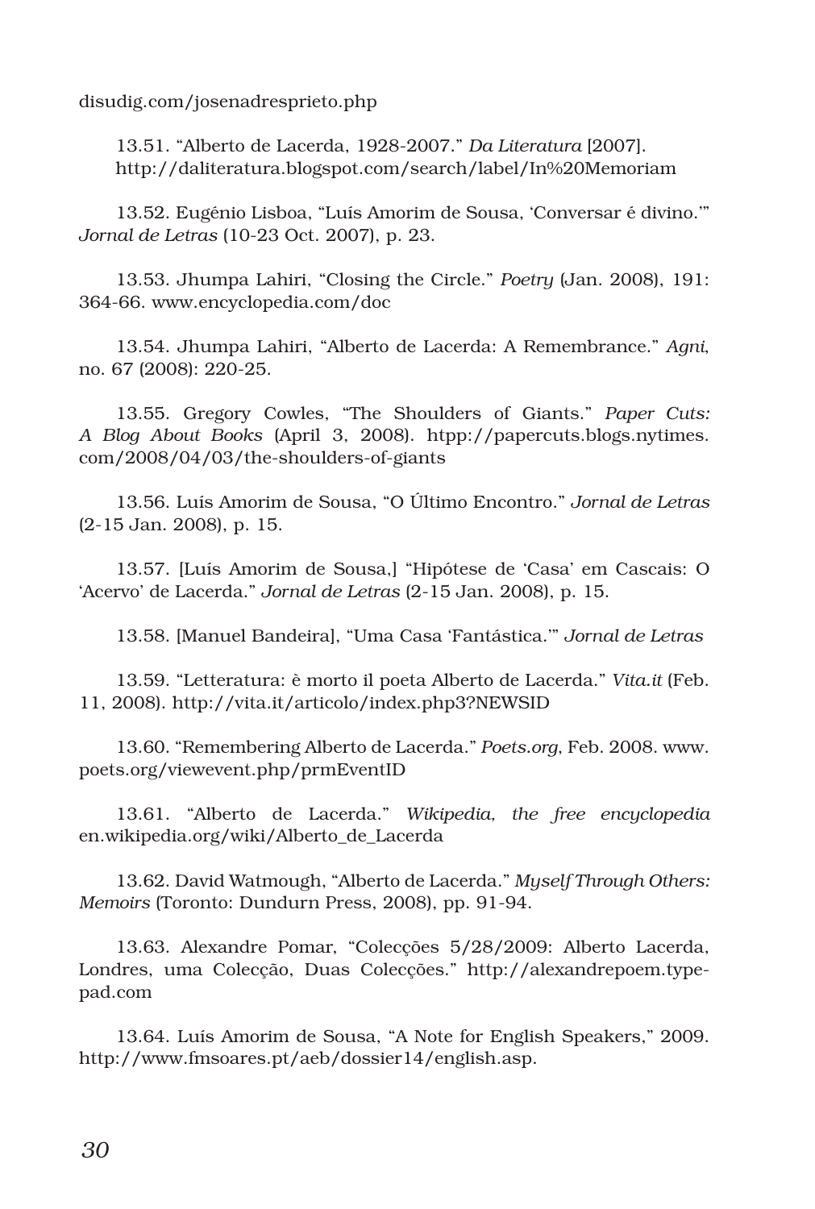disudig.com/josenadresprieto.php

13.51. "Alberto de Lacerda, 1928-2007." *Da Literatura* [2007]. http://daliteratura.blogspot.com/search/label/In%20Memoriam

13.52. Eugénio Lisboa, "Luís Amorim de Sousa, 'Conversar é divino.'" *Jornal de Letras* (10-23 Oct. 2007), p. 23.

13.53. Jhumpa Lahiri, "Closing the Circle." *Poetry* (Jan. 2008), 191: 364-66. www.encyclopedia.com/doc

13.54. Jhumpa Lahiri, "Alberto de Lacerda: A Remembrance." *Agni*, no. 67 (2008): 220-25.

13.55. Gregory Cowles, "The Shoulders of Giants." *Paper Cuts: A Blog About Books* (April 3, 2008). htpp://papercuts.blogs.nytimes.com/2008/04/03/the-shoulders-of-giants

13.56. Luís Amorim de Sousa, "O Último Encontro." *Jornal de Letras* (2-15 Jan. 2008), p. 15.

13.57. [Luís Amorim de Sousa,] "Hipótese de 'Casa' em Cascais: O 'Acervo' de Lacerda." *Jornal de Letras* (2-15 Jan. 2008), p. 15.

13.58. [Manuel Bandeira], "Uma Casa 'Fantástica.'" *Jornal de Letras*

13.59. "Letteratura: è morto il poeta Alberto de Lacerda." *Vita.it* (Feb. 11, 2008). http://vita.it/articolo/index.php3?NEWSID

13.60. "Remembering Alberto de Lacerda." *Poets.org*, Feb. 2008. www.poets.org/viewevent.php/prmEventID

13.61. "Alberto de Lacerda." *Wikipedia, the free encyclopedia* en.wikipedia.org/wiki/Alberto_de_Lacerda

13.62. David Watmough, "Alberto de Lacerda." *Myself Through Others: Memoirs* (Toronto: Dundurn Press, 2008), pp. 91-94.

13.63. Alexandre Pomar, "Colecções 5/28/2009: Alberto Lacerda, Londres, uma Colecção, Duas Colecções." http://alexandrepoem.typepad.com

13.64. Luís Amorim de Sousa, "A Note for English Speakers," 2009. http://www.fmsoares.pt/aeb/dossier14/english.asp.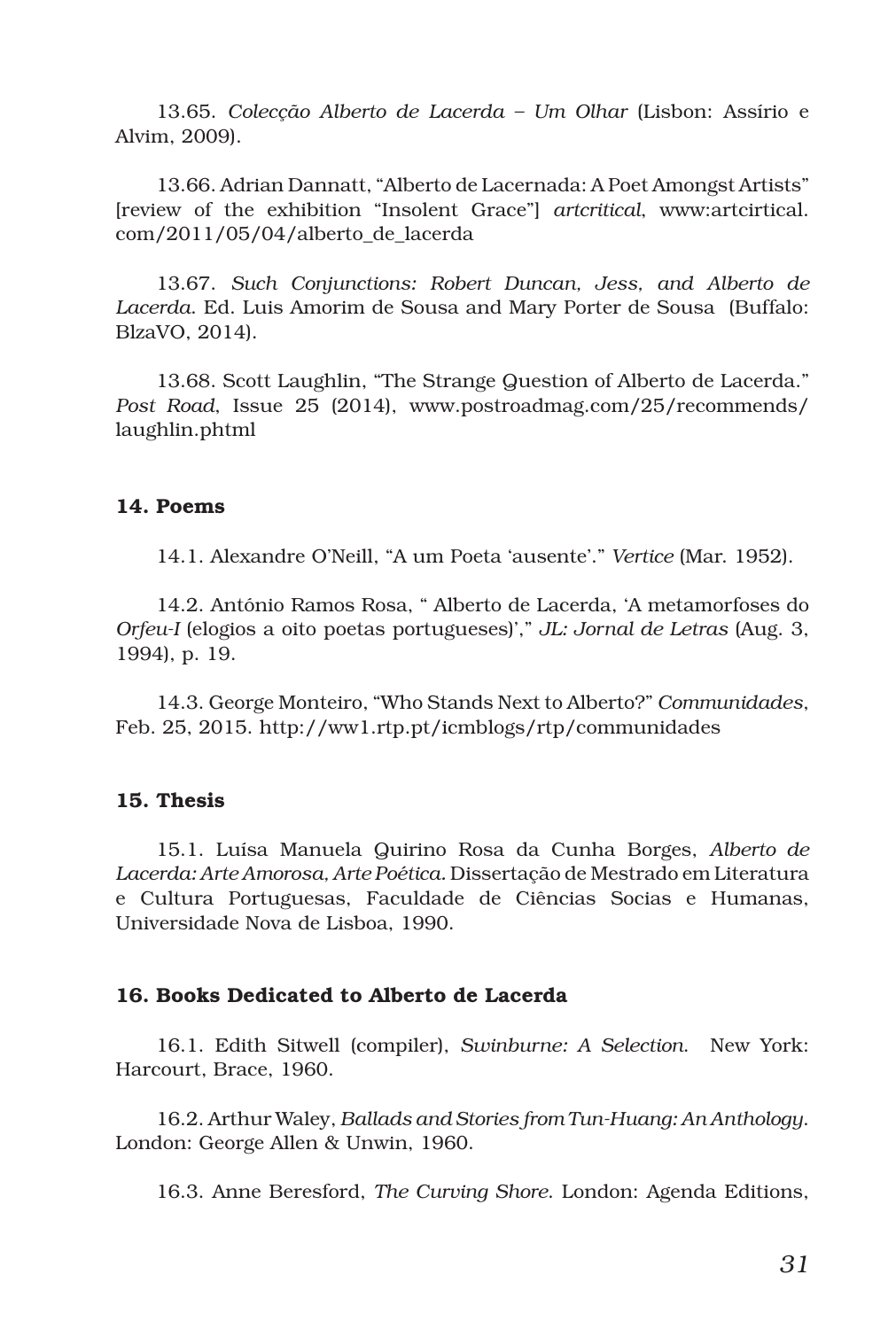13.65. *Colecção Alberto de Lacerda – Um Olhar* (Lisbon: Assírio e Alvim, 2009).

13.66. Adrian Dannatt, "Alberto de Lacernada: A Poet Amongst Artists" [review of the exhibition "Insolent Grace"] *artcritical*, www:artcirtical.com/2011/05/04/alberto_de_lacerda

13.67. *Such Conjunctions: Robert Duncan, Jess, and Alberto de Lacerda*. Ed. Luis Amorim de Sousa and Mary Porter de Sousa (Buffalo: BlzaVO, 2014).

13.68. Scott Laughlin, "The Strange Question of Alberto de Lacerda." *Post Road*, Issue 25 (2014), www.postroadmag.com/25/recommends/laughlin.phtml

## 14. Poems

14.1. Alexandre O'Neill, "A um Poeta 'ausente'." *Vertice* (Mar. 1952).

14.2. António Ramos Rosa, " Alberto de Lacerda, 'A metamorfoses do *Orfeu-I* (elogios a oito poetas portugueses)'," *JL: Jornal de Letras* (Aug. 3, 1994), p. 19.

14.3. George Monteiro, "Who Stands Next to Alberto?" *Communidades*, Feb. 25, 2015. http://ww1.rtp.pt/icmblogs/rtp/communidades

## 15. Thesis

15.1. Luísa Manuela Quirino Rosa da Cunha Borges, *Alberto de Lacerda: Arte Amorosa, Arte Poética.* Dissertação de Mestrado em Literatura e Cultura Portuguesas, Faculdade de Ciências Socias e Humanas, Universidade Nova de Lisboa, 1990.

## 16. Books Dedicated to Alberto de Lacerda

16.1. Edith Sitwell (compiler), *Swinburne: A Selection*. New York: Harcourt, Brace, 1960.

16.2. Arthur Waley, *Ballads and Stories from Tun-Huang: An Anthology*. London: George Allen & Unwin, 1960.

16.3. Anne Beresford, *The Curving Shore*. London: Agenda Editions,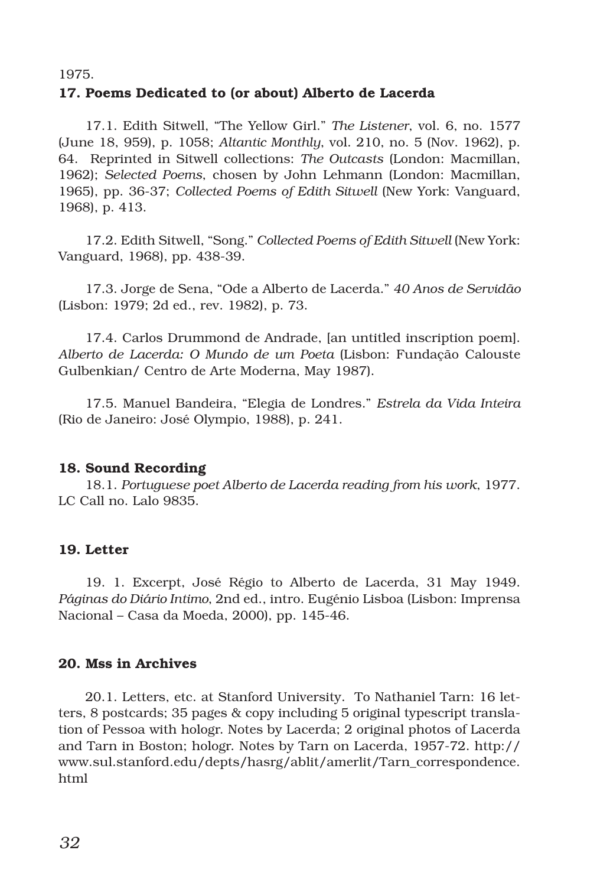1975.

**17. Poems Dedicated to (or about) Alberto de Lacerda**

17.1. Edith Sitwell, "The Yellow Girl." *The Listener*, vol. 6, no. 1577 (June 18, 959), p. 1058; *Altantic Monthly*, vol. 210, no. 5 (Nov. 1962), p. 64. Reprinted in Sitwell collections: *The Outcasts* (London: Macmillan, 1962); *Selected Poems*, chosen by John Lehmann (London: Macmillan, 1965), pp. 36-37; *Collected Poems of Edith Sitwell* (New York: Vanguard, 1968), p. 413.

17.2. Edith Sitwell, "Song." *Collected Poems of Edith Sitwell* (New York: Vanguard, 1968), pp. 438-39.

17.3. Jorge de Sena, "Ode a Alberto de Lacerda." *40 Anos de Servidão* (Lisbon: 1979; 2d ed., rev. 1982), p. 73.

17.4. Carlos Drummond de Andrade, [an untitled inscription poem]. *Alberto de Lacerda: O Mundo de um Poeta* (Lisbon: Fundação Calouste Gulbenkian/ Centro de Arte Moderna, May 1987).

17.5. Manuel Bandeira, "Elegia de Londres." *Estrela da Vida Inteira* (Rio de Janeiro: José Olympio, 1988), p. 241.

**18. Sound Recording**

18.1. *Portuguese poet Alberto de Lacerda reading from his work*, 1977. LC Call no. Lalo 9835.

**19. Letter**

19. 1. Excerpt, José Régio to Alberto de Lacerda, 31 May 1949. *Páginas do Diário Intimo*, 2nd ed., intro. Eugénio Lisboa (Lisbon: Imprensa Nacional – Casa da Moeda, 2000), pp. 145-46.

**20. Mss in Archives**

20.1. Letters, etc. at Stanford University. To Nathaniel Tarn: 16 letters, 8 postcards; 35 pages & copy including 5 original typescript translation of Pessoa with hologr. Notes by Lacerda; 2 original photos of Lacerda and Tarn in Boston; hologr. Notes by Tarn on Lacerda, 1957-72. http://www.sul.stanford.edu/depts/hasrg/ablit/amerlit/Tarn_correspondence.html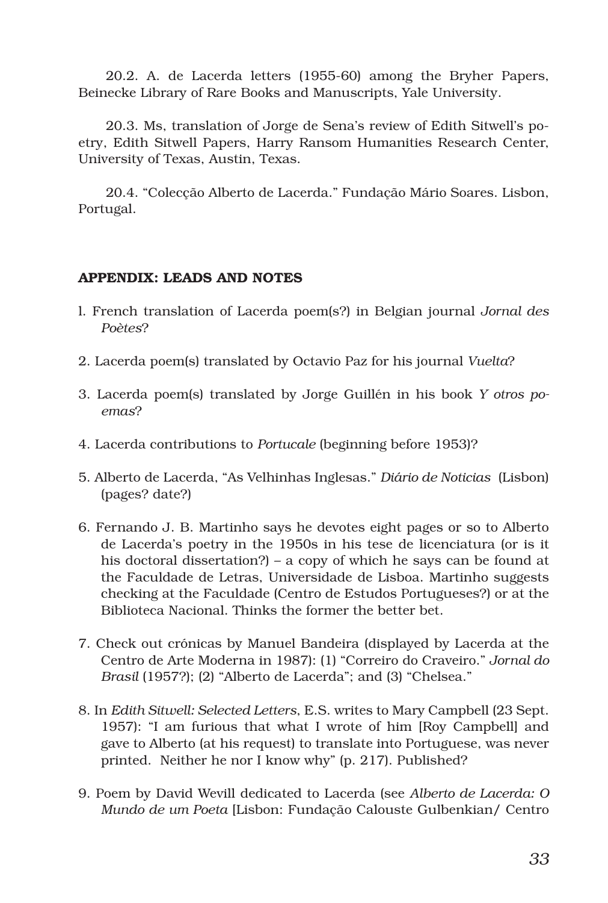20.2. A. de Lacerda letters (1955-60) among the Bryher Papers, Beinecke Library of Rare Books and Manuscripts, Yale University.

20.3. Ms, translation of Jorge de Sena's review of Edith Sitwell's poetry, Edith Sitwell Papers, Harry Ransom Humanities Research Center, University of Texas, Austin, Texas.

20.4. "Colecção Alberto de Lacerda." Fundação Mário Soares. Lisbon, Portugal.

## APPENDIX: LEADS AND NOTES

1. French translation of Lacerda poem(s?) in Belgian journal *Jornal des Poètes*?

2. Lacerda poem(s) translated by Octavio Paz for his journal *Vuelta*?

3. Lacerda poem(s) translated by Jorge Guillén in his book *Y otros poemas*?

4. Lacerda contributions to *Portucale* (beginning before 1953)?

5. Alberto de Lacerda, "As Velhinhas Inglesas." *Diário de Noticias* (Lisbon) (pages? date?)

6. Fernando J. B. Martinho says he devotes eight pages or so to Alberto de Lacerda's poetry in the 1950s in his tese de licenciatura (or is it his doctoral dissertation?) – a copy of which he says can be found at the Faculdade de Letras, Universidade de Lisboa. Martinho suggests checking at the Faculdade (Centro de Estudos Portugueses?) or at the Biblioteca Nacional. Thinks the former the better bet.

7. Check out crónicas by Manuel Bandeira (displayed by Lacerda at the Centro de Arte Moderna in 1987): (1) "Correiro do Craveiro." *Jornal do Brasil* (1957?); (2) "Alberto de Lacerda"; and (3) "Chelsea."

8. In *Edith Sitwell: Selected Letters*, E.S. writes to Mary Campbell (23 Sept. 1957): "I am furious that what I wrote of him [Roy Campbell] and gave to Alberto (at his request) to translate into Portuguese, was never printed. Neither he nor I know why" (p. 217). Published?

9. Poem by David Wevill dedicated to Lacerda (see *Alberto de Lacerda: O Mundo de um Poeta* [Lisbon: Fundação Calouste Gulbenkian/ Centro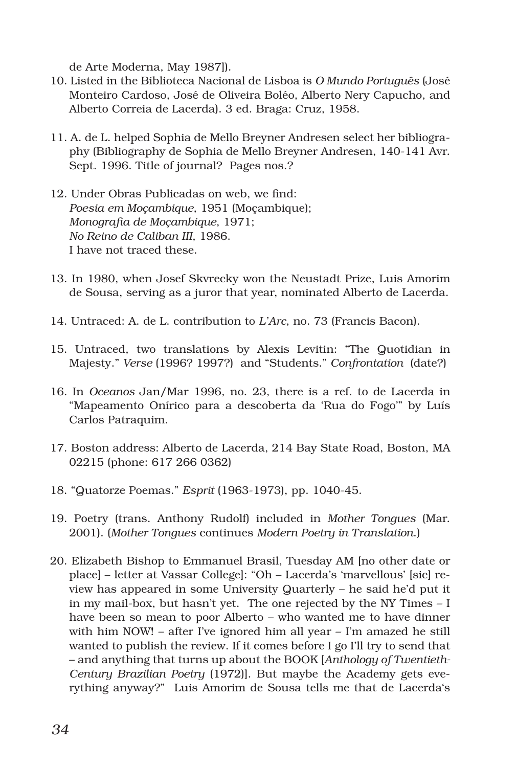de Arte Moderna, May 1987]).

10. Listed in the Biblioteca Nacional de Lisboa is *O Mundo Português* (José Monteiro Cardoso, José de Oliveira Boléo, Alberto Nery Capucho, and Alberto Correia de Lacerda). 3 ed. Braga: Cruz, 1958.

11. A. de L. helped Sophia de Mello Breyner Andresen select her bibliography (Bibliography de Sophia de Mello Breyner Andresen, 140-141 Avr. Sept. 1996. Title of journal? Pages nos.?

12. Under Obras Publicadas on web, we find:
    *Poesia em Moçambique*, 1951 (Moçambique);
    *Monografia de Moçambique*, 1971;
    *No Reino de Caliban III*, 1986.
    I have not traced these.

13. In 1980, when Josef Skvrecky won the Neustadt Prize, Luis Amorim de Sousa, serving as a juror that year, nominated Alberto de Lacerda.

14. Untraced: A. de L. contribution to *L'Arc*, no. 73 (Francis Bacon).

15. Untraced, two translations by Alexis Levitin: "The Quotidian in Majesty." *Verse* (1996? 1997?) and "Students." *Confrontation* (date?)

16. In *Oceanos* Jan/Mar 1996, no. 23, there is a ref. to de Lacerda in "Mapeamento Onírico para a descoberta da 'Rua do Fogo'" by Luís Carlos Patraquim.

17. Boston address: Alberto de Lacerda, 214 Bay State Road, Boston, MA 02215 (phone: 617 266 0362)

18. "Quatorze Poemas." *Esprit* (1963-1973), pp. 1040-45.

19. Poetry (trans. Anthony Rudolf) included in *Mother Tongues* (Mar. 2001). (*Mother Tongues* continues *Modern Poetry in Translation*.)

20. Elizabeth Bishop to Emmanuel Brasil, Tuesday AM [no other date or place] – letter at Vassar College]: "Oh – Lacerda's 'marvellous' [sic] review has appeared in some University Quarterly – he said he'd put it in my mail-box, but hasn't yet. The one rejected by the NY Times – I have been so mean to poor Alberto – who wanted me to have dinner with him NOW! – after I've ignored him all year – I'm amazed he still wanted to publish the review. If it comes before I go I'll try to send that – and anything that turns up about the BOOK [*Anthology of Twentieth-Century Brazilian Poetry* (1972)]. But maybe the Academy gets everything anyway?" Luis Amorim de Sousa tells me that de Lacerda's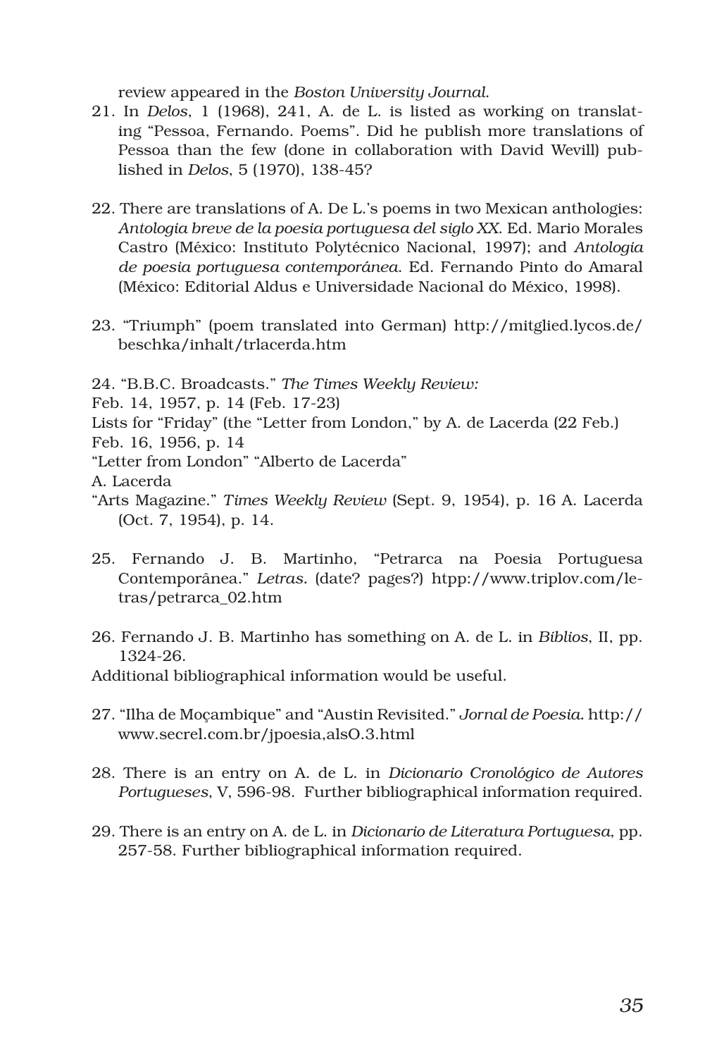review appeared in the *Boston University Journal*.

21. In *Delos*, 1 (1968), 241, A. de L. is listed as working on translating "Pessoa, Fernando. Poems". Did he publish more translations of Pessoa than the few (done in collaboration with David Wevill) published in *Delos*, 5 (1970), 138-45?

22. There are translations of A. De L.'s poems in two Mexican anthologies: *Antologia breve de la poesia portuguesa del siglo XX*. Ed. Mario Morales Castro (México: Instituto Polytécnico Nacional, 1997); and *Antologia de poesia portuguesa contemporánea*. Ed. Fernando Pinto do Amaral (México: Editorial Aldus e Universidade Nacional do México, 1998).

23. "Triumph" (poem translated into German) http://mitglied.lycos.de/beschka/inhalt/trlacerda.htm

24. "B.B.C. Broadcasts." *The Times Weekly Review:*
Feb. 14, 1957, p. 14 (Feb. 17-23)
Lists for "Friday" (the "Letter from London," by A. de Lacerda (22 Feb.)
Feb. 16, 1956, p. 14
"Letter from London" "Alberto de Lacerda"
A. Lacerda
"Arts Magazine." *Times Weekly Review* (Sept. 9, 1954), p. 16 A. Lacerda (Oct. 7, 1954), p. 14.

25. Fernando J. B. Martinho, "Petrarca na Poesia Portuguesa Contemporânea." *Letras.* (date? pages?) htpp://www.triplov.com/letras/petrarca_02.htm

26. Fernando J. B. Martinho has something on A. de L. in *Biblios*, II, pp. 1324-26.
Additional bibliographical information would be useful.

27. "Ilha de Moçambique" and "Austin Revisited." *Jornal de Poesia.* http://www.secrel.com.br/jpoesia,alsO.3.html

28. There is an entry on A. de L. in *Dicionario Cronológico de Autores Portugueses*, V, 596-98. Further bibliographical information required.

29. There is an entry on A. de L. in *Dicionario de Literatura Portuguesa*, pp. 257-58. Further bibliographical information required.